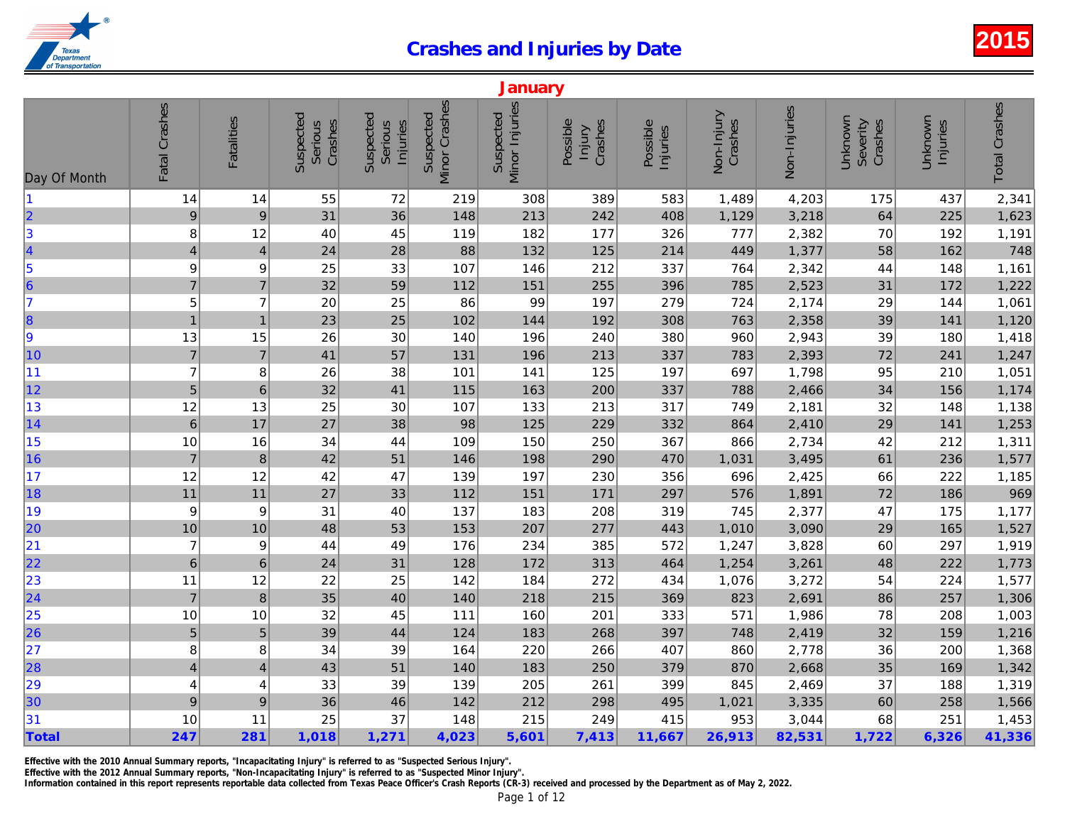# Crashes and Injuries by Date

**2015**

## January

| Day Of Month | Fatal Crashes | Fatalities | Suspected Serious Crashes | Suspected Serious Injuries | Suspected Minor Crashes | Suspected Minor Injuries | Possible Injury Crashes | Possible Injuries | Non-Injury Crashes | Non-Injuries | Unknown Severity Crashes | Unknown Injuries | Total Crashes |
|---|---|---|---|---|---|---|---|---|---|---|---|---|---|
| 1 | 14 | 14 | 55 | 72 | 219 | 308 | 389 | 583 | 1,489 | 4,203 | 175 | 437 | 2,341 |
| 2 | 9 | 9 | 31 | 36 | 148 | 213 | 242 | 408 | 1,129 | 3,218 | 64 | 225 | 1,623 |
| 3 | 8 | 12 | 40 | 45 | 119 | 182 | 177 | 326 | 777 | 2,382 | 70 | 192 | 1,191 |
| 4 | 4 | 4 | 24 | 28 | 88 | 132 | 125 | 214 | 449 | 1,377 | 58 | 162 | 748 |
| 5 | 9 | 9 | 25 | 33 | 107 | 146 | 212 | 337 | 764 | 2,342 | 44 | 148 | 1,161 |
| 6 | 7 | 7 | 32 | 59 | 112 | 151 | 255 | 396 | 785 | 2,523 | 31 | 172 | 1,222 |
| 7 | 5 | 7 | 20 | 25 | 86 | 99 | 197 | 279 | 724 | 2,174 | 29 | 144 | 1,061 |
| 8 | 1 | 1 | 23 | 25 | 102 | 144 | 192 | 308 | 763 | 2,358 | 39 | 141 | 1,120 |
| 9 | 13 | 15 | 26 | 30 | 140 | 196 | 240 | 380 | 960 | 2,943 | 39 | 180 | 1,418 |
| 10 | 7 | 7 | 41 | 57 | 131 | 196 | 213 | 337 | 783 | 2,393 | 72 | 241 | 1,247 |
| 11 | 7 | 8 | 26 | 38 | 101 | 141 | 125 | 197 | 697 | 1,798 | 95 | 210 | 1,051 |
| 12 | 5 | 6 | 32 | 41 | 115 | 163 | 200 | 337 | 788 | 2,466 | 34 | 156 | 1,174 |
| 13 | 12 | 13 | 25 | 30 | 107 | 133 | 213 | 317 | 749 | 2,181 | 32 | 148 | 1,138 |
| 14 | 6 | 17 | 27 | 38 | 98 | 125 | 229 | 332 | 864 | 2,410 | 29 | 141 | 1,253 |
| 15 | 10 | 16 | 34 | 44 | 109 | 150 | 250 | 367 | 866 | 2,734 | 42 | 212 | 1,311 |
| 16 | 7 | 8 | 42 | 51 | 146 | 198 | 290 | 470 | 1,031 | 3,495 | 61 | 236 | 1,577 |
| 17 | 12 | 12 | 42 | 47 | 139 | 197 | 230 | 356 | 696 | 2,425 | 66 | 222 | 1,185 |
| 18 | 11 | 11 | 27 | 33 | 112 | 151 | 171 | 297 | 576 | 1,891 | 72 | 186 | 969 |
| 19 | 9 | 9 | 31 | 40 | 137 | 183 | 208 | 319 | 745 | 2,377 | 47 | 175 | 1,177 |
| 20 | 10 | 10 | 48 | 53 | 153 | 207 | 277 | 443 | 1,010 | 3,090 | 29 | 165 | 1,527 |
| 21 | 7 | 9 | 44 | 49 | 176 | 234 | 385 | 572 | 1,247 | 3,828 | 60 | 297 | 1,919 |
| 22 | 6 | 6 | 24 | 31 | 128 | 172 | 313 | 464 | 1,254 | 3,261 | 48 | 222 | 1,773 |
| 23 | 11 | 12 | 22 | 25 | 142 | 184 | 272 | 434 | 1,076 | 3,272 | 54 | 224 | 1,577 |
| 24 | 7 | 8 | 35 | 40 | 140 | 218 | 215 | 369 | 823 | 2,691 | 86 | 257 | 1,306 |
| 25 | 10 | 10 | 32 | 45 | 111 | 160 | 201 | 333 | 571 | 1,986 | 78 | 208 | 1,003 |
| 26 | 5 | 5 | 39 | 44 | 124 | 183 | 268 | 397 | 748 | 2,419 | 32 | 159 | 1,216 |
| 27 | 8 | 8 | 34 | 39 | 164 | 220 | 266 | 407 | 860 | 2,778 | 36 | 200 | 1,368 |
| 28 | 4 | 4 | 43 | 51 | 140 | 183 | 250 | 379 | 870 | 2,668 | 35 | 169 | 1,342 |
| 29 | 4 | 4 | 33 | 39 | 139 | 205 | 261 | 399 | 845 | 2,469 | 37 | 188 | 1,319 |
| 30 | 9 | 9 | 36 | 46 | 142 | 212 | 298 | 495 | 1,021 | 3,335 | 60 | 258 | 1,566 |
| 31 | 10 | 11 | 25 | 37 | 148 | 215 | 249 | 415 | 953 | 3,044 | 68 | 251 | 1,453 |
| **Total** | **247** | **281** | **1,018** | **1,271** | **4,023** | **5,601** | **7,413** | **11,667** | **26,913** | **82,531** | **1,722** | **6,326** | **41,336** |

**Effective with the 2010 Annual Summary reports, "Incapacitating Injury" is referred to as "Suspected Serious Injury".**
**Effective with the 2012 Annual Summary reports, "Non-Incapacitating Injury" is referred to as "Suspected Minor Injury".**
**Information contained in this report represents reportable data collected from Texas Peace Officer's Crash Reports (CR-3) received and processed by the Department as of May 2, 2022.**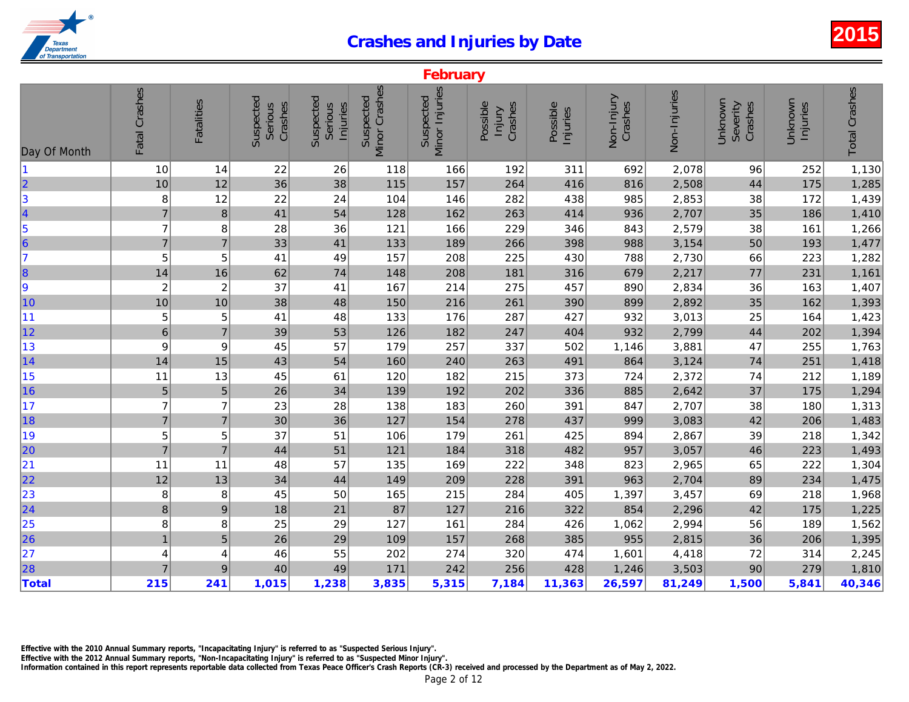# Crashes and Injuries by Date

**2015**

## February

| Day Of Month | Fatal Crashes | Fatalities | Suspected Serious Crashes | Suspected Serious Injuries | Suspected Minor Crashes | Suspected Minor Injuries | Possible Injury Crashes | Possible Injuries | Non-Injury Crashes | Non-Injuries | Unknown Severity Crashes | Unknown Injuries | Total Crashes |
|---|---|---|---|---|---|---|---|---|---|---|---|---|---|
| 1 | 10 | 14 | 22 | 26 | 118 | 166 | 192 | 311 | 692 | 2,078 | 96 | 252 | 1,130 |
| 2 | 10 | 12 | 36 | 38 | 115 | 157 | 264 | 416 | 816 | 2,508 | 44 | 175 | 1,285 |
| 3 | 8 | 12 | 22 | 24 | 104 | 146 | 282 | 438 | 985 | 2,853 | 38 | 172 | 1,439 |
| 4 | 7 | 8 | 41 | 54 | 128 | 162 | 263 | 414 | 936 | 2,707 | 35 | 186 | 1,410 |
| 5 | 7 | 8 | 28 | 36 | 121 | 166 | 229 | 346 | 843 | 2,579 | 38 | 161 | 1,266 |
| 6 | 7 | 7 | 33 | 41 | 133 | 189 | 266 | 398 | 988 | 3,154 | 50 | 193 | 1,477 |
| 7 | 5 | 5 | 41 | 49 | 157 | 208 | 225 | 430 | 788 | 2,730 | 66 | 223 | 1,282 |
| 8 | 14 | 16 | 62 | 74 | 148 | 208 | 181 | 316 | 679 | 2,217 | 77 | 231 | 1,161 |
| 9 | 2 | 2 | 37 | 41 | 167 | 214 | 275 | 457 | 890 | 2,834 | 36 | 163 | 1,407 |
| 10 | 10 | 10 | 38 | 48 | 150 | 216 | 261 | 390 | 899 | 2,892 | 35 | 162 | 1,393 |
| 11 | 5 | 5 | 41 | 48 | 133 | 176 | 287 | 427 | 932 | 3,013 | 25 | 164 | 1,423 |
| 12 | 6 | 7 | 39 | 53 | 126 | 182 | 247 | 404 | 932 | 2,799 | 44 | 202 | 1,394 |
| 13 | 9 | 9 | 45 | 57 | 179 | 257 | 337 | 502 | 1,146 | 3,881 | 47 | 255 | 1,763 |
| 14 | 14 | 15 | 43 | 54 | 160 | 240 | 263 | 491 | 864 | 3,124 | 74 | 251 | 1,418 |
| 15 | 11 | 13 | 45 | 61 | 120 | 182 | 215 | 373 | 724 | 2,372 | 74 | 212 | 1,189 |
| 16 | 5 | 5 | 26 | 34 | 139 | 192 | 202 | 336 | 885 | 2,642 | 37 | 175 | 1,294 |
| 17 | 7 | 7 | 23 | 28 | 138 | 183 | 260 | 391 | 847 | 2,707 | 38 | 180 | 1,313 |
| 18 | 7 | 7 | 30 | 36 | 127 | 154 | 278 | 437 | 999 | 3,083 | 42 | 206 | 1,483 |
| 19 | 5 | 5 | 37 | 51 | 106 | 179 | 261 | 425 | 894 | 2,867 | 39 | 218 | 1,342 |
| 20 | 7 | 7 | 44 | 51 | 121 | 184 | 318 | 482 | 957 | 3,057 | 46 | 223 | 1,493 |
| 21 | 11 | 11 | 48 | 57 | 135 | 169 | 222 | 348 | 823 | 2,965 | 65 | 222 | 1,304 |
| 22 | 12 | 13 | 34 | 44 | 149 | 209 | 228 | 391 | 963 | 2,704 | 89 | 234 | 1,475 |
| 23 | 8 | 8 | 45 | 50 | 165 | 215 | 284 | 405 | 1,397 | 3,457 | 69 | 218 | 1,968 |
| 24 | 8 | 9 | 18 | 21 | 87 | 127 | 216 | 322 | 854 | 2,296 | 42 | 175 | 1,225 |
| 25 | 8 | 8 | 25 | 29 | 127 | 161 | 284 | 426 | 1,062 | 2,994 | 56 | 189 | 1,562 |
| 26 | 1 | 5 | 26 | 29 | 109 | 157 | 268 | 385 | 955 | 2,815 | 36 | 206 | 1,395 |
| 27 | 4 | 4 | 46 | 55 | 202 | 274 | 320 | 474 | 1,601 | 4,418 | 72 | 314 | 2,245 |
| 28 | 7 | 9 | 40 | 49 | 171 | 242 | 256 | 428 | 1,246 | 3,503 | 90 | 279 | 1,810 |
| **Total** | **215** | **241** | **1,015** | **1,238** | **3,835** | **5,315** | **7,184** | **11,363** | **26,597** | **81,249** | **1,500** | **5,841** | **40,346** |

Effective with the 2010 Annual Summary reports, "Incapacitating Injury" is referred to as "Suspected Serious Injury".
Effective with the 2012 Annual Summary reports, "Non-Incapacitating Injury" is referred to as "Suspected Minor Injury".
Information contained in this report represents reportable data collected from Texas Peace Officer's Crash Reports (CR-3) received and processed by the Department as of May 2, 2022.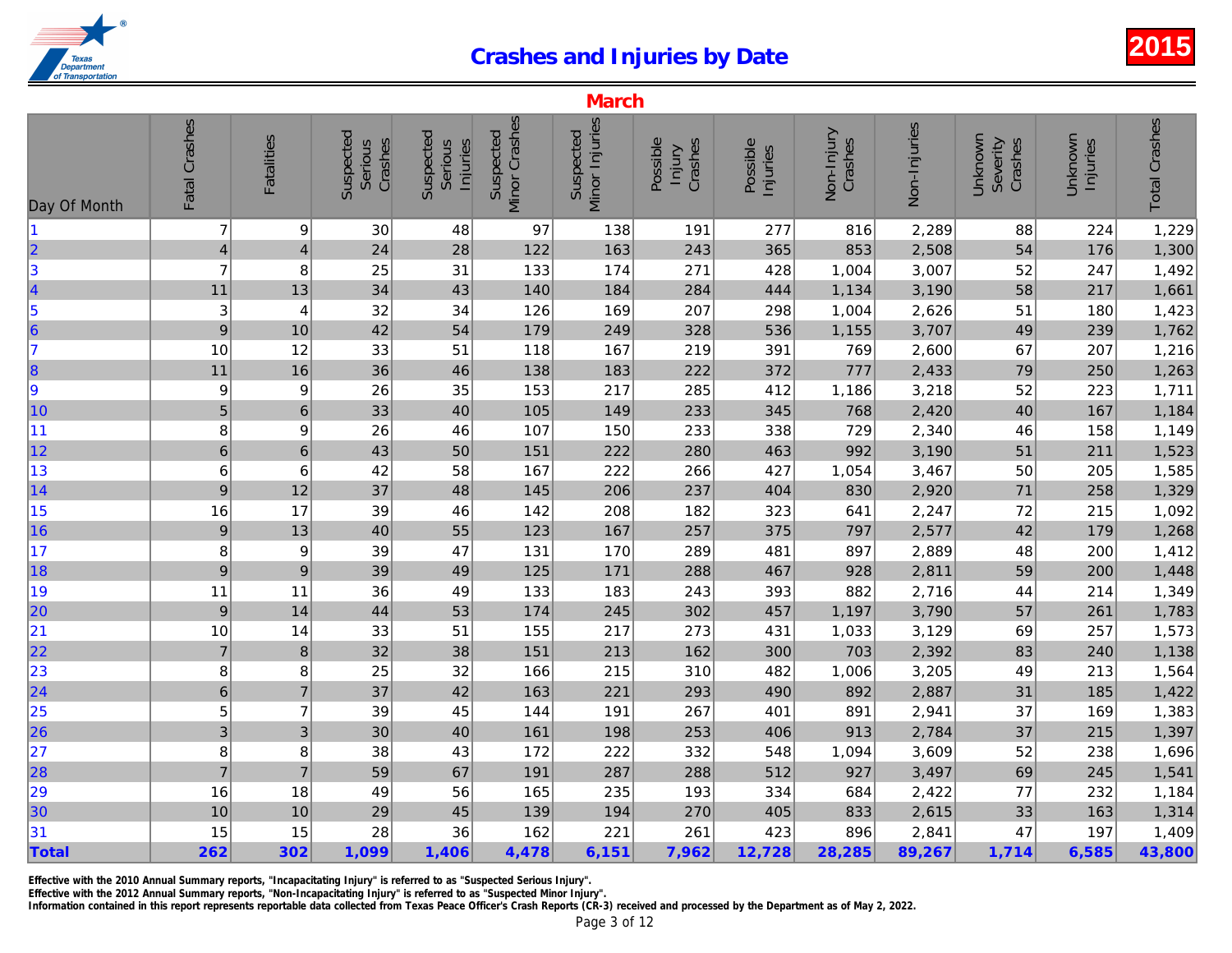# Crashes and Injuries by Date

2015

## March

| Day Of Month | Fatal Crashes | Fatalities | Suspected Serious Crashes | Suspected Serious Injuries | Suspected Minor Crashes | Suspected Minor Injuries | Possible Injury Crashes | Possible Injuries | Non-Injury Crashes | Non-Injuries | Unknown Severity Crashes | Unknown Injuries | Total Crashes |
|---|---|---|---|---|---|---|---|---|---|---|---|---|---|
| 1 | 7 | 9 | 30 | 48 | 97 | 138 | 191 | 277 | 816 | 2,289 | 88 | 224 | 1,229 |
| 2 | 4 | 4 | 24 | 28 | 122 | 163 | 243 | 365 | 853 | 2,508 | 54 | 176 | 1,300 |
| 3 | 7 | 8 | 25 | 31 | 133 | 174 | 271 | 428 | 1,004 | 3,007 | 52 | 247 | 1,492 |
| 4 | 11 | 13 | 34 | 43 | 140 | 184 | 284 | 444 | 1,134 | 3,190 | 58 | 217 | 1,661 |
| 5 | 3 | 4 | 32 | 34 | 126 | 169 | 207 | 298 | 1,004 | 2,626 | 51 | 180 | 1,423 |
| 6 | 9 | 10 | 42 | 54 | 179 | 249 | 328 | 536 | 1,155 | 3,707 | 49 | 239 | 1,762 |
| 7 | 10 | 12 | 33 | 51 | 118 | 167 | 219 | 391 | 769 | 2,600 | 67 | 207 | 1,216 |
| 8 | 11 | 16 | 36 | 46 | 138 | 183 | 222 | 372 | 777 | 2,433 | 79 | 250 | 1,263 |
| 9 | 9 | 9 | 26 | 35 | 153 | 217 | 285 | 412 | 1,186 | 3,218 | 52 | 223 | 1,711 |
| 10 | 5 | 6 | 33 | 40 | 105 | 149 | 233 | 345 | 768 | 2,420 | 40 | 167 | 1,184 |
| 11 | 8 | 9 | 26 | 46 | 107 | 150 | 233 | 338 | 729 | 2,340 | 46 | 158 | 1,149 |
| 12 | 6 | 6 | 43 | 50 | 151 | 222 | 280 | 463 | 992 | 3,190 | 51 | 211 | 1,523 |
| 13 | 6 | 6 | 42 | 58 | 167 | 222 | 266 | 427 | 1,054 | 3,467 | 50 | 205 | 1,585 |
| 14 | 9 | 12 | 37 | 48 | 145 | 206 | 237 | 404 | 830 | 2,920 | 71 | 258 | 1,329 |
| 15 | 16 | 17 | 39 | 46 | 142 | 208 | 182 | 323 | 641 | 2,247 | 72 | 215 | 1,092 |
| 16 | 9 | 13 | 40 | 55 | 123 | 167 | 257 | 375 | 797 | 2,577 | 42 | 179 | 1,268 |
| 17 | 8 | 9 | 39 | 47 | 131 | 170 | 289 | 481 | 897 | 2,889 | 48 | 200 | 1,412 |
| 18 | 9 | 9 | 39 | 49 | 125 | 171 | 288 | 467 | 928 | 2,811 | 59 | 200 | 1,448 |
| 19 | 11 | 11 | 36 | 49 | 133 | 183 | 243 | 393 | 882 | 2,716 | 44 | 214 | 1,349 |
| 20 | 9 | 14 | 44 | 53 | 174 | 245 | 302 | 457 | 1,197 | 3,790 | 57 | 261 | 1,783 |
| 21 | 10 | 14 | 33 | 51 | 155 | 217 | 273 | 431 | 1,033 | 3,129 | 69 | 257 | 1,573 |
| 22 | 7 | 8 | 32 | 38 | 151 | 213 | 162 | 300 | 703 | 2,392 | 83 | 240 | 1,138 |
| 23 | 8 | 8 | 25 | 32 | 166 | 215 | 310 | 482 | 1,006 | 3,205 | 49 | 213 | 1,564 |
| 24 | 6 | 7 | 37 | 42 | 163 | 221 | 293 | 490 | 892 | 2,887 | 31 | 185 | 1,422 |
| 25 | 5 | 7 | 39 | 45 | 144 | 191 | 267 | 401 | 891 | 2,941 | 37 | 169 | 1,383 |
| 26 | 3 | 3 | 30 | 40 | 161 | 198 | 253 | 406 | 913 | 2,784 | 37 | 215 | 1,397 |
| 27 | 8 | 8 | 38 | 43 | 172 | 222 | 332 | 548 | 1,094 | 3,609 | 52 | 238 | 1,696 |
| 28 | 7 | 7 | 59 | 67 | 191 | 287 | 288 | 512 | 927 | 3,497 | 69 | 245 | 1,541 |
| 29 | 16 | 18 | 49 | 56 | 165 | 235 | 193 | 334 | 684 | 2,422 | 77 | 232 | 1,184 |
| 30 | 10 | 10 | 29 | 45 | 139 | 194 | 270 | 405 | 833 | 2,615 | 33 | 163 | 1,314 |
| 31 | 15 | 15 | 28 | 36 | 162 | 221 | 261 | 423 | 896 | 2,841 | 47 | 197 | 1,409 |
| **Total** | **262** | **302** | **1,099** | **1,406** | **4,478** | **6,151** | **7,962** | **12,728** | **28,285** | **89,267** | **1,714** | **6,585** | **43,800** |

Effective with the 2010 Annual Summary reports, "Incapacitating Injury" is referred to as "Suspected Serious Injury".
Effective with the 2012 Annual Summary reports, "Non-Incapacitating Injury" is referred to as "Suspected Minor Injury".
Information contained in this report represents reportable data collected from Texas Peace Officer's Crash Reports (CR-3) received and processed by the Department as of May 2, 2022.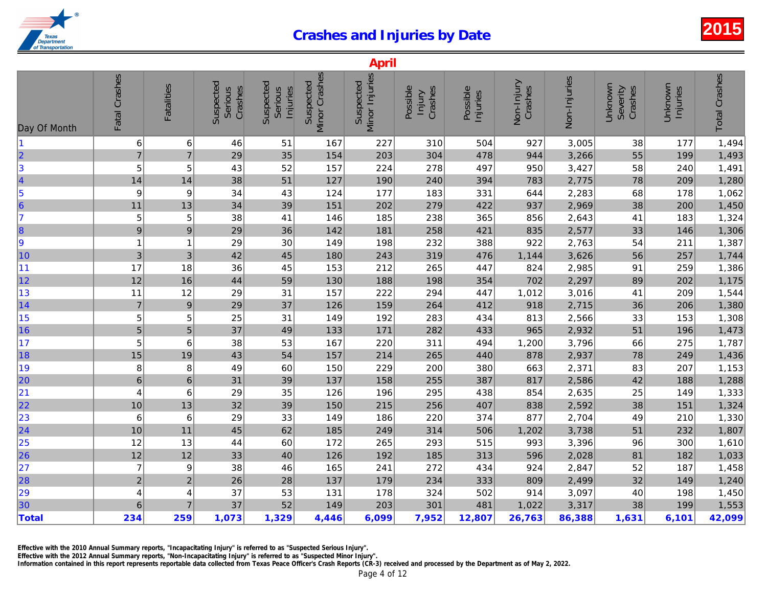# Crashes and Injuries by Date

2015

## April

| Day Of Month | Fatal Crashes | Fatalities | Suspected Serious Crashes | Suspected Serious Injuries | Suspected Minor Crashes | Suspected Minor Injuries | Possible Injury Crashes | Possible Injuries | Non-Injury Crashes | Non-Injuries | Unknown Severity Crashes | Unknown Injuries | Total Crashes |
|---|---|---|---|---|---|---|---|---|---|---|---|---|---|
| 1 | 6 | 6 | 46 | 51 | 167 | 227 | 310 | 504 | 927 | 3,005 | 38 | 177 | 1,494 |
| 2 | 7 | 7 | 29 | 35 | 154 | 203 | 304 | 478 | 944 | 3,266 | 55 | 199 | 1,493 |
| 3 | 5 | 5 | 43 | 52 | 157 | 224 | 278 | 497 | 950 | 3,427 | 58 | 240 | 1,491 |
| 4 | 14 | 14 | 38 | 51 | 127 | 190 | 240 | 394 | 783 | 2,775 | 78 | 209 | 1,280 |
| 5 | 9 | 9 | 34 | 43 | 124 | 177 | 183 | 331 | 644 | 2,283 | 68 | 178 | 1,062 |
| 6 | 11 | 13 | 34 | 39 | 151 | 202 | 279 | 422 | 937 | 2,969 | 38 | 200 | 1,450 |
| 7 | 5 | 5 | 38 | 41 | 146 | 185 | 238 | 365 | 856 | 2,643 | 41 | 183 | 1,324 |
| 8 | 9 | 9 | 29 | 36 | 142 | 181 | 258 | 421 | 835 | 2,577 | 33 | 146 | 1,306 |
| 9 | 1 | 1 | 29 | 30 | 149 | 198 | 232 | 388 | 922 | 2,763 | 54 | 211 | 1,387 |
| 10 | 3 | 3 | 42 | 45 | 180 | 243 | 319 | 476 | 1,144 | 3,626 | 56 | 257 | 1,744 |
| 11 | 17 | 18 | 36 | 45 | 153 | 212 | 265 | 447 | 824 | 2,985 | 91 | 259 | 1,386 |
| 12 | 12 | 16 | 44 | 59 | 130 | 188 | 198 | 354 | 702 | 2,297 | 89 | 202 | 1,175 |
| 13 | 11 | 12 | 29 | 31 | 157 | 222 | 294 | 447 | 1,012 | 3,016 | 41 | 209 | 1,544 |
| 14 | 7 | 9 | 29 | 37 | 126 | 159 | 264 | 412 | 918 | 2,715 | 36 | 206 | 1,380 |
| 15 | 5 | 5 | 25 | 31 | 149 | 192 | 283 | 434 | 813 | 2,566 | 33 | 153 | 1,308 |
| 16 | 5 | 5 | 37 | 49 | 133 | 171 | 282 | 433 | 965 | 2,932 | 51 | 196 | 1,473 |
| 17 | 5 | 6 | 38 | 53 | 167 | 220 | 311 | 494 | 1,200 | 3,796 | 66 | 275 | 1,787 |
| 18 | 15 | 19 | 43 | 54 | 157 | 214 | 265 | 440 | 878 | 2,937 | 78 | 249 | 1,436 |
| 19 | 8 | 8 | 49 | 60 | 150 | 229 | 200 | 380 | 663 | 2,371 | 83 | 207 | 1,153 |
| 20 | 6 | 6 | 31 | 39 | 137 | 158 | 255 | 387 | 817 | 2,586 | 42 | 188 | 1,288 |
| 21 | 4 | 6 | 29 | 35 | 126 | 196 | 295 | 438 | 854 | 2,635 | 25 | 149 | 1,333 |
| 22 | 10 | 13 | 32 | 39 | 150 | 215 | 256 | 407 | 838 | 2,592 | 38 | 151 | 1,324 |
| 23 | 6 | 6 | 29 | 33 | 149 | 186 | 220 | 374 | 877 | 2,704 | 49 | 210 | 1,330 |
| 24 | 10 | 11 | 45 | 62 | 185 | 249 | 314 | 506 | 1,202 | 3,738 | 51 | 232 | 1,807 |
| 25 | 12 | 13 | 44 | 60 | 172 | 265 | 293 | 515 | 993 | 3,396 | 96 | 300 | 1,610 |
| 26 | 12 | 12 | 33 | 40 | 126 | 192 | 185 | 313 | 596 | 2,028 | 81 | 182 | 1,033 |
| 27 | 7 | 9 | 38 | 46 | 165 | 241 | 272 | 434 | 924 | 2,847 | 52 | 187 | 1,458 |
| 28 | 2 | 2 | 26 | 28 | 137 | 179 | 234 | 333 | 809 | 2,499 | 32 | 149 | 1,240 |
| 29 | 4 | 4 | 37 | 53 | 131 | 178 | 324 | 502 | 914 | 3,097 | 40 | 198 | 1,450 |
| 30 | 6 | 7 | 37 | 52 | 149 | 203 | 301 | 481 | 1,022 | 3,317 | 38 | 199 | 1,553 |
| **Total** | **234** | **259** | **1,073** | **1,329** | **4,446** | **6,099** | **7,952** | **12,807** | **26,763** | **86,388** | **1,631** | **6,101** | **42,099** |

Effective with the 2010 Annual Summary reports, "Incapacitating Injury" is referred to as "Suspected Serious Injury".
Effective with the 2012 Annual Summary reports, "Non-Incapacitating Injury" is referred to as "Suspected Minor Injury".
Information contained in this report represents reportable data collected from Texas Peace Officer's Crash Reports (CR-3) received and processed by the Department as of May 2, 2022.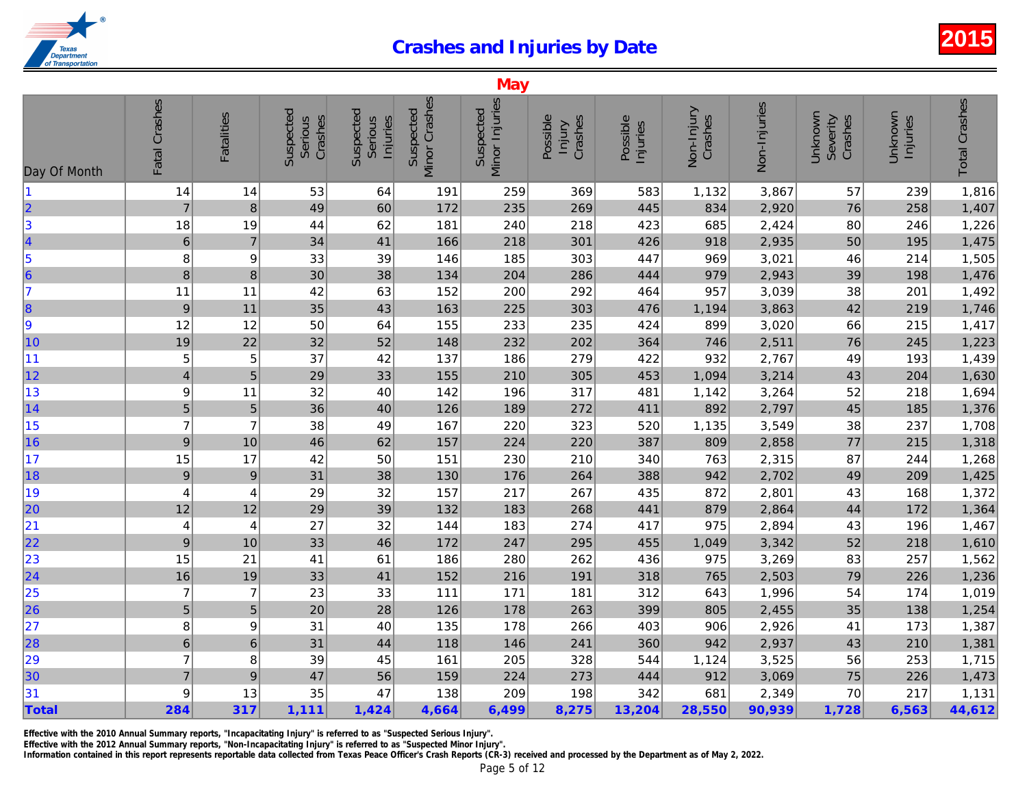# Crashes and Injuries by Date

**2015**

## May

| Day Of Month | Fatal Crashes | Fatalities | Suspected Serious Crashes | Suspected Serious Injuries | Suspected Minor Crashes | Suspected Minor Injuries | Possible Injury Crashes | Possible Injuries | Non-Injury Crashes | Non-Injuries | Unknown Severity Crashes | Unknown Injuries | Total Crashes |
|---|---|---|---|---|---|---|---|---|---|---|---|---|---|
| 1 | 14 | 14 | 53 | 64 | 191 | 259 | 369 | 583 | 1,132 | 3,867 | 57 | 239 | 1,816 |
| 2 | 7 | 8 | 49 | 60 | 172 | 235 | 269 | 445 | 834 | 2,920 | 76 | 258 | 1,407 |
| 3 | 18 | 19 | 44 | 62 | 181 | 240 | 218 | 423 | 685 | 2,424 | 80 | 246 | 1,226 |
| 4 | 6 | 7 | 34 | 41 | 166 | 218 | 301 | 426 | 918 | 2,935 | 50 | 195 | 1,475 |
| 5 | 8 | 9 | 33 | 39 | 146 | 185 | 303 | 447 | 969 | 3,021 | 46 | 214 | 1,505 |
| 6 | 8 | 8 | 30 | 38 | 134 | 204 | 286 | 444 | 979 | 2,943 | 39 | 198 | 1,476 |
| 7 | 11 | 11 | 42 | 63 | 152 | 200 | 292 | 464 | 957 | 3,039 | 38 | 201 | 1,492 |
| 8 | 9 | 11 | 35 | 43 | 163 | 225 | 303 | 476 | 1,194 | 3,863 | 42 | 219 | 1,746 |
| 9 | 12 | 12 | 50 | 64 | 155 | 233 | 235 | 424 | 899 | 3,020 | 66 | 215 | 1,417 |
| 10 | 19 | 22 | 32 | 52 | 148 | 232 | 202 | 364 | 746 | 2,511 | 76 | 245 | 1,223 |
| 11 | 5 | 5 | 37 | 42 | 137 | 186 | 279 | 422 | 932 | 2,767 | 49 | 193 | 1,439 |
| 12 | 4 | 5 | 29 | 33 | 155 | 210 | 305 | 453 | 1,094 | 3,214 | 43 | 204 | 1,630 |
| 13 | 9 | 11 | 32 | 40 | 142 | 196 | 317 | 481 | 1,142 | 3,264 | 52 | 218 | 1,694 |
| 14 | 5 | 5 | 36 | 40 | 126 | 189 | 272 | 411 | 892 | 2,797 | 45 | 185 | 1,376 |
| 15 | 7 | 7 | 38 | 49 | 167 | 220 | 323 | 520 | 1,135 | 3,549 | 38 | 237 | 1,708 |
| 16 | 9 | 10 | 46 | 62 | 157 | 224 | 220 | 387 | 809 | 2,858 | 77 | 215 | 1,318 |
| 17 | 15 | 17 | 42 | 50 | 151 | 230 | 210 | 340 | 763 | 2,315 | 87 | 244 | 1,268 |
| 18 | 9 | 9 | 31 | 38 | 130 | 176 | 264 | 388 | 942 | 2,702 | 49 | 209 | 1,425 |
| 19 | 4 | 4 | 29 | 32 | 157 | 217 | 267 | 435 | 872 | 2,801 | 43 | 168 | 1,372 |
| 20 | 12 | 12 | 29 | 39 | 132 | 183 | 268 | 441 | 879 | 2,864 | 44 | 172 | 1,364 |
| 21 | 4 | 4 | 27 | 32 | 144 | 183 | 274 | 417 | 975 | 2,894 | 43 | 196 | 1,467 |
| 22 | 9 | 10 | 33 | 46 | 172 | 247 | 295 | 455 | 1,049 | 3,342 | 52 | 218 | 1,610 |
| 23 | 15 | 21 | 41 | 61 | 186 | 280 | 262 | 436 | 975 | 3,269 | 83 | 257 | 1,562 |
| 24 | 16 | 19 | 33 | 41 | 152 | 216 | 191 | 318 | 765 | 2,503 | 79 | 226 | 1,236 |
| 25 | 7 | 7 | 23 | 33 | 111 | 171 | 181 | 312 | 643 | 1,996 | 54 | 174 | 1,019 |
| 26 | 5 | 5 | 20 | 28 | 126 | 178 | 263 | 399 | 805 | 2,455 | 35 | 138 | 1,254 |
| 27 | 8 | 9 | 31 | 40 | 135 | 178 | 266 | 403 | 906 | 2,926 | 41 | 173 | 1,387 |
| 28 | 6 | 6 | 31 | 44 | 118 | 146 | 241 | 360 | 942 | 2,937 | 43 | 210 | 1,381 |
| 29 | 7 | 8 | 39 | 45 | 161 | 205 | 328 | 544 | 1,124 | 3,525 | 56 | 253 | 1,715 |
| 30 | 7 | 9 | 47 | 56 | 159 | 224 | 273 | 444 | 912 | 3,069 | 75 | 226 | 1,473 |
| 31 | 9 | 13 | 35 | 47 | 138 | 209 | 198 | 342 | 681 | 2,349 | 70 | 217 | 1,131 |
| **Total** | **284** | **317** | **1,111** | **1,424** | **4,664** | **6,499** | **8,275** | **13,204** | **28,550** | **90,939** | **1,728** | **6,563** | **44,612** |

**Effective with the 2010 Annual Summary reports, "Incapacitating Injury" is referred to as "Suspected Serious Injury".**
**Effective with the 2012 Annual Summary reports, "Non-Incapacitating Injury" is referred to as "Suspected Minor Injury".**
**Information contained in this report represents reportable data collected from Texas Peace Officer's Crash Reports (CR-3) received and processed by the Department as of May 2, 2022.**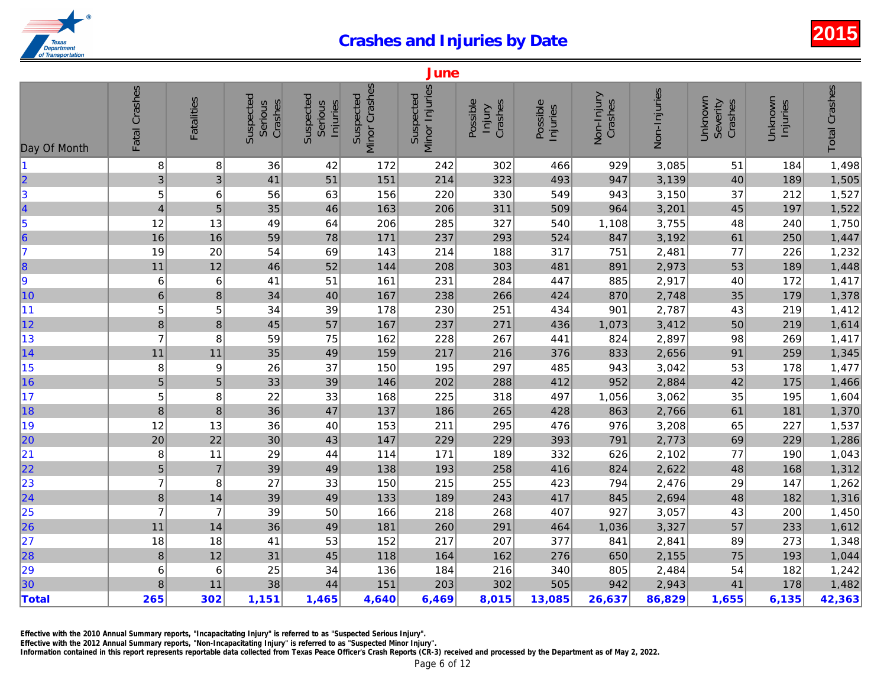# Crashes and Injuries by Date

**2015**

## June

| Day Of Month | Fatal Crashes | Fatalities | Suspected Serious Crashes | Suspected Serious Injuries | Suspected Minor Crashes | Suspected Minor Injuries | Possible Injury Crashes | Possible Injuries | Non-Injury Crashes | Non-Injuries | Unknown Severity Crashes | Unknown Injuries | Total Crashes |
|---|---|---|---|---|---|---|---|---|---|---|---|---|---|
| 1 | 8 | 8 | 36 | 42 | 172 | 242 | 302 | 466 | 929 | 3,085 | 51 | 184 | 1,498 |
| 2 | 3 | 3 | 41 | 51 | 151 | 214 | 323 | 493 | 947 | 3,139 | 40 | 189 | 1,505 |
| 3 | 5 | 6 | 56 | 63 | 156 | 220 | 330 | 549 | 943 | 3,150 | 37 | 212 | 1,527 |
| 4 | 4 | 5 | 35 | 46 | 163 | 206 | 311 | 509 | 964 | 3,201 | 45 | 197 | 1,522 |
| 5 | 12 | 13 | 49 | 64 | 206 | 285 | 327 | 540 | 1,108 | 3,755 | 48 | 240 | 1,750 |
| 6 | 16 | 16 | 59 | 78 | 171 | 237 | 293 | 524 | 847 | 3,192 | 61 | 250 | 1,447 |
| 7 | 19 | 20 | 54 | 69 | 143 | 214 | 188 | 317 | 751 | 2,481 | 77 | 226 | 1,232 |
| 8 | 11 | 12 | 46 | 52 | 144 | 208 | 303 | 481 | 891 | 2,973 | 53 | 189 | 1,448 |
| 9 | 6 | 6 | 41 | 51 | 161 | 231 | 284 | 447 | 885 | 2,917 | 40 | 172 | 1,417 |
| 10 | 6 | 8 | 34 | 40 | 167 | 238 | 266 | 424 | 870 | 2,748 | 35 | 179 | 1,378 |
| 11 | 5 | 5 | 34 | 39 | 178 | 230 | 251 | 434 | 901 | 2,787 | 43 | 219 | 1,412 |
| 12 | 8 | 8 | 45 | 57 | 167 | 237 | 271 | 436 | 1,073 | 3,412 | 50 | 219 | 1,614 |
| 13 | 7 | 8 | 59 | 75 | 162 | 228 | 267 | 441 | 824 | 2,897 | 98 | 269 | 1,417 |
| 14 | 11 | 11 | 35 | 49 | 159 | 217 | 216 | 376 | 833 | 2,656 | 91 | 259 | 1,345 |
| 15 | 8 | 9 | 26 | 37 | 150 | 195 | 297 | 485 | 943 | 3,042 | 53 | 178 | 1,477 |
| 16 | 5 | 5 | 33 | 39 | 146 | 202 | 288 | 412 | 952 | 2,884 | 42 | 175 | 1,466 |
| 17 | 5 | 8 | 22 | 33 | 168 | 225 | 318 | 497 | 1,056 | 3,062 | 35 | 195 | 1,604 |
| 18 | 8 | 8 | 36 | 47 | 137 | 186 | 265 | 428 | 863 | 2,766 | 61 | 181 | 1,370 |
| 19 | 12 | 13 | 36 | 40 | 153 | 211 | 295 | 476 | 976 | 3,208 | 65 | 227 | 1,537 |
| 20 | 20 | 22 | 30 | 43 | 147 | 229 | 229 | 393 | 791 | 2,773 | 69 | 229 | 1,286 |
| 21 | 8 | 11 | 29 | 44 | 114 | 171 | 189 | 332 | 626 | 2,102 | 77 | 190 | 1,043 |
| 22 | 5 | 7 | 39 | 49 | 138 | 193 | 258 | 416 | 824 | 2,622 | 48 | 168 | 1,312 |
| 23 | 7 | 8 | 27 | 33 | 150 | 215 | 255 | 423 | 794 | 2,476 | 29 | 147 | 1,262 |
| 24 | 8 | 14 | 39 | 49 | 133 | 189 | 243 | 417 | 845 | 2,694 | 48 | 182 | 1,316 |
| 25 | 7 | 7 | 39 | 50 | 166 | 218 | 268 | 407 | 927 | 3,057 | 43 | 200 | 1,450 |
| 26 | 11 | 14 | 36 | 49 | 181 | 260 | 291 | 464 | 1,036 | 3,327 | 57 | 233 | 1,612 |
| 27 | 18 | 18 | 41 | 53 | 152 | 217 | 207 | 377 | 841 | 2,841 | 89 | 273 | 1,348 |
| 28 | 8 | 12 | 31 | 45 | 118 | 164 | 162 | 276 | 650 | 2,155 | 75 | 193 | 1,044 |
| 29 | 6 | 6 | 25 | 34 | 136 | 184 | 216 | 340 | 805 | 2,484 | 54 | 182 | 1,242 |
| 30 | 8 | 11 | 38 | 44 | 151 | 203 | 302 | 505 | 942 | 2,943 | 41 | 178 | 1,482 |
| **Total** | **265** | **302** | **1,151** | **1,465** | **4,640** | **6,469** | **8,015** | **13,085** | **26,637** | **86,829** | **1,655** | **6,135** | **42,363** |

Effective with the 2010 Annual Summary reports, "Incapacitating Injury" is referred to as "Suspected Serious Injury".
Effective with the 2012 Annual Summary reports, "Non-Incapacitating Injury" is referred to as "Suspected Minor Injury".
Information contained in this report represents reportable data collected from Texas Peace Officer's Crash Reports (CR-3) received and processed by the Department as of May 2, 2022.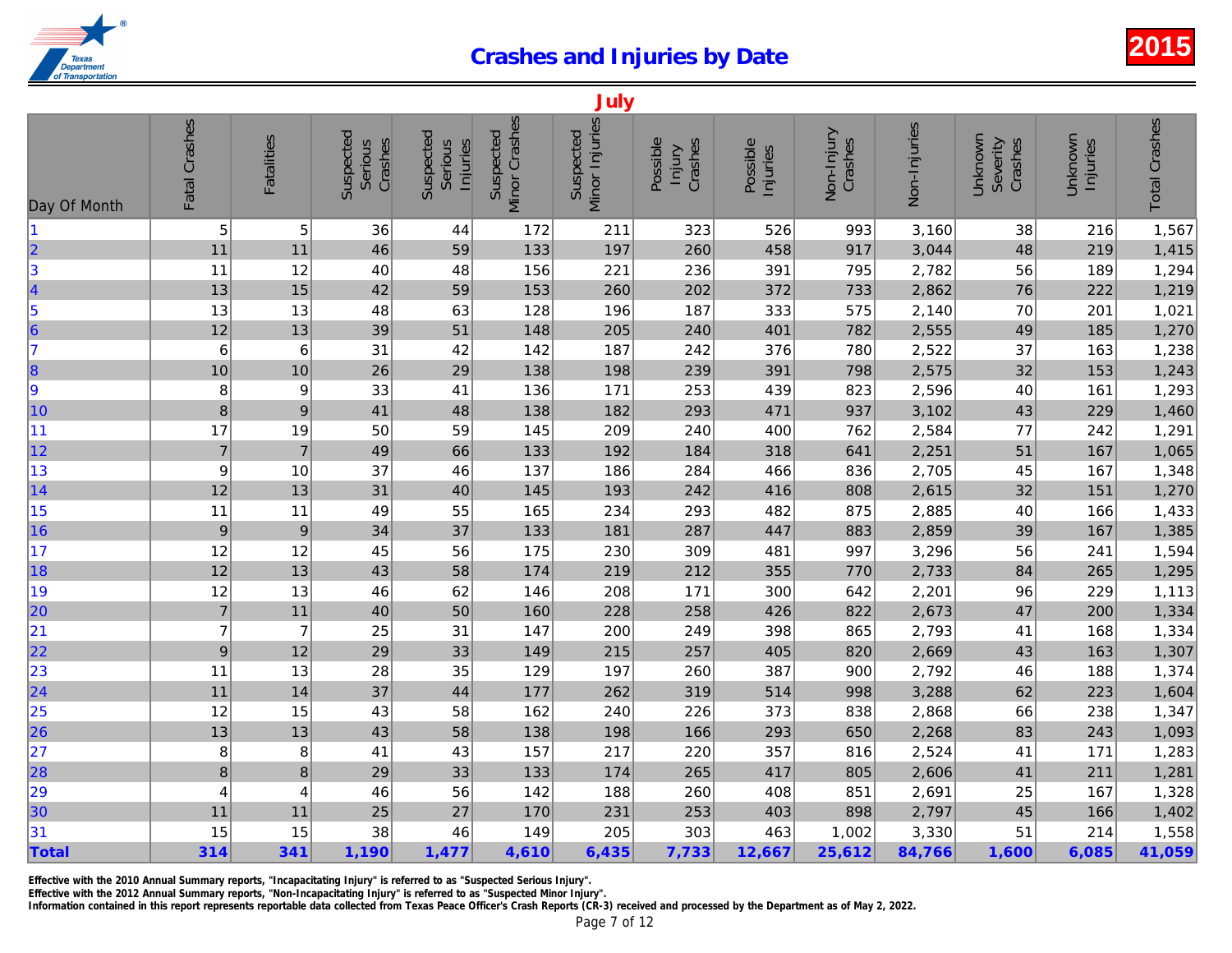# Crashes and Injuries by Date

**2015**

## July

| Day Of Month | Fatal Crashes | Fatalities | Suspected Serious Crashes | Suspected Serious Injuries | Suspected Minor Crashes | Suspected Minor Injuries | Possible Injury Crashes | Possible Injuries | Non-Injury Crashes | Non-Injuries | Unknown Severity Crashes | Unknown Injuries | Total Crashes |
|---|---|---|---|---|---|---|---|---|---|---|---|---|---|
| 1 | 5 | 5 | 36 | 44 | 172 | 211 | 323 | 526 | 993 | 3,160 | 38 | 216 | 1,567 |
| 2 | 11 | 11 | 46 | 59 | 133 | 197 | 260 | 458 | 917 | 3,044 | 48 | 219 | 1,415 |
| 3 | 11 | 12 | 40 | 48 | 156 | 221 | 236 | 391 | 795 | 2,782 | 56 | 189 | 1,294 |
| 4 | 13 | 15 | 42 | 59 | 153 | 260 | 202 | 372 | 733 | 2,862 | 76 | 222 | 1,219 |
| 5 | 13 | 13 | 48 | 63 | 128 | 196 | 187 | 333 | 575 | 2,140 | 70 | 201 | 1,021 |
| 6 | 12 | 13 | 39 | 51 | 148 | 205 | 240 | 401 | 782 | 2,555 | 49 | 185 | 1,270 |
| 7 | 6 | 6 | 31 | 42 | 142 | 187 | 242 | 376 | 780 | 2,522 | 37 | 163 | 1,238 |
| 8 | 10 | 10 | 26 | 29 | 138 | 198 | 239 | 391 | 798 | 2,575 | 32 | 153 | 1,243 |
| 9 | 8 | 9 | 33 | 41 | 136 | 171 | 253 | 439 | 823 | 2,596 | 40 | 161 | 1,293 |
| 10 | 8 | 9 | 41 | 48 | 138 | 182 | 293 | 471 | 937 | 3,102 | 43 | 229 | 1,460 |
| 11 | 17 | 19 | 50 | 59 | 145 | 209 | 240 | 400 | 762 | 2,584 | 77 | 242 | 1,291 |
| 12 | 7 | 7 | 49 | 66 | 133 | 192 | 184 | 318 | 641 | 2,251 | 51 | 167 | 1,065 |
| 13 | 9 | 10 | 37 | 46 | 137 | 186 | 284 | 466 | 836 | 2,705 | 45 | 167 | 1,348 |
| 14 | 12 | 13 | 31 | 40 | 145 | 193 | 242 | 416 | 808 | 2,615 | 32 | 151 | 1,270 |
| 15 | 11 | 11 | 49 | 55 | 165 | 234 | 293 | 482 | 875 | 2,885 | 40 | 166 | 1,433 |
| 16 | 9 | 9 | 34 | 37 | 133 | 181 | 287 | 447 | 883 | 2,859 | 39 | 167 | 1,385 |
| 17 | 12 | 12 | 45 | 56 | 175 | 230 | 309 | 481 | 997 | 3,296 | 56 | 241 | 1,594 |
| 18 | 12 | 13 | 43 | 58 | 174 | 219 | 212 | 355 | 770 | 2,733 | 84 | 265 | 1,295 |
| 19 | 12 | 13 | 46 | 62 | 146 | 208 | 171 | 300 | 642 | 2,201 | 96 | 229 | 1,113 |
| 20 | 7 | 11 | 40 | 50 | 160 | 228 | 258 | 426 | 822 | 2,673 | 47 | 200 | 1,334 |
| 21 | 7 | 7 | 25 | 31 | 147 | 200 | 249 | 398 | 865 | 2,793 | 41 | 168 | 1,334 |
| 22 | 9 | 12 | 29 | 33 | 149 | 215 | 257 | 405 | 820 | 2,669 | 43 | 163 | 1,307 |
| 23 | 11 | 13 | 28 | 35 | 129 | 197 | 260 | 387 | 900 | 2,792 | 46 | 188 | 1,374 |
| 24 | 11 | 14 | 37 | 44 | 177 | 262 | 319 | 514 | 998 | 3,288 | 62 | 223 | 1,604 |
| 25 | 12 | 15 | 43 | 58 | 162 | 240 | 226 | 373 | 838 | 2,868 | 66 | 238 | 1,347 |
| 26 | 13 | 13 | 43 | 58 | 138 | 198 | 166 | 293 | 650 | 2,268 | 83 | 243 | 1,093 |
| 27 | 8 | 8 | 41 | 43 | 157 | 217 | 220 | 357 | 816 | 2,524 | 41 | 171 | 1,283 |
| 28 | 8 | 8 | 29 | 33 | 133 | 174 | 265 | 417 | 805 | 2,606 | 41 | 211 | 1,281 |
| 29 | 4 | 4 | 46 | 56 | 142 | 188 | 260 | 408 | 851 | 2,691 | 25 | 167 | 1,328 |
| 30 | 11 | 11 | 25 | 27 | 170 | 231 | 253 | 403 | 898 | 2,797 | 45 | 166 | 1,402 |
| 31 | 15 | 15 | 38 | 46 | 149 | 205 | 303 | 463 | 1,002 | 3,330 | 51 | 214 | 1,558 |
| **Total** | **314** | **341** | **1,190** | **1,477** | **4,610** | **6,435** | **7,733** | **12,667** | **25,612** | **84,766** | **1,600** | **6,085** | **41,059** |

**Effective with the 2010 Annual Summary reports, "Incapacitating Injury" is referred to as "Suspected Serious Injury".**
**Effective with the 2012 Annual Summary reports, "Non-Incapacitating Injury" is referred to as "Suspected Minor Injury".**
**Information contained in this report represents reportable data collected from Texas Peace Officer's Crash Reports (CR-3) received and processed by the Department as of May 2, 2022.**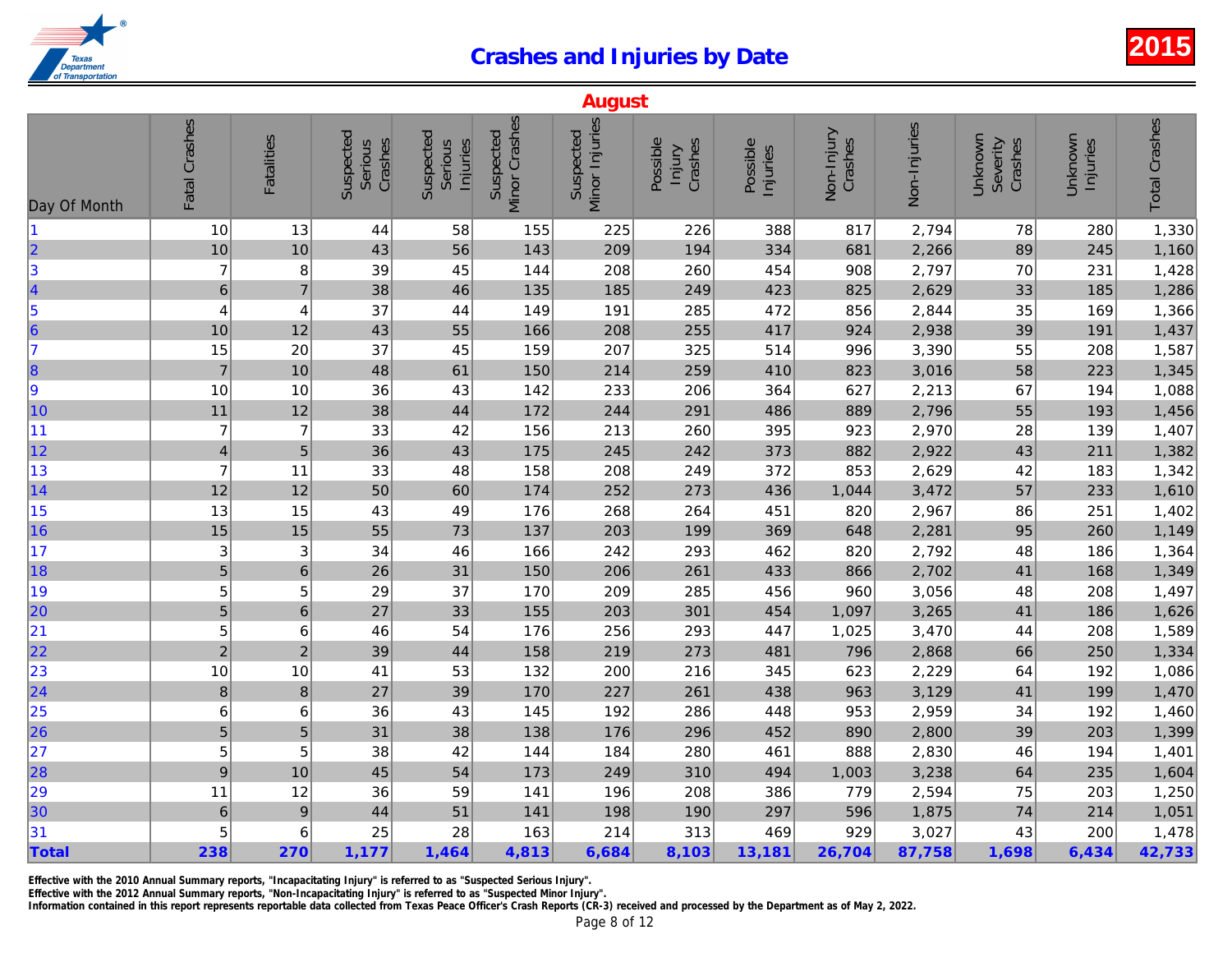# Crashes and Injuries by Date

**2015**

## August

| Day Of Month | Fatal Crashes | Fatalities | Suspected Serious Crashes | Suspected Serious Injuries | Suspected Minor Crashes | Suspected Minor Injuries | Possible Injury Crashes | Possible Injuries | Non-Injury Crashes | Non-Injuries | Unknown Severity Crashes | Unknown Injuries | Total Crashes |
|---|---|---|---|---|---|---|---|---|---|---|---|---|---|
| 1 | 10 | 13 | 44 | 58 | 155 | 225 | 226 | 388 | 817 | 2,794 | 78 | 280 | 1,330 |
| 2 | 10 | 10 | 43 | 56 | 143 | 209 | 194 | 334 | 681 | 2,266 | 89 | 245 | 1,160 |
| 3 | 7 | 8 | 39 | 45 | 144 | 208 | 260 | 454 | 908 | 2,797 | 70 | 231 | 1,428 |
| 4 | 6 | 7 | 38 | 46 | 135 | 185 | 249 | 423 | 825 | 2,629 | 33 | 185 | 1,286 |
| 5 | 4 | 4 | 37 | 44 | 149 | 191 | 285 | 472 | 856 | 2,844 | 35 | 169 | 1,366 |
| 6 | 10 | 12 | 43 | 55 | 166 | 208 | 255 | 417 | 924 | 2,938 | 39 | 191 | 1,437 |
| 7 | 15 | 20 | 37 | 45 | 159 | 207 | 325 | 514 | 996 | 3,390 | 55 | 208 | 1,587 |
| 8 | 7 | 10 | 48 | 61 | 150 | 214 | 259 | 410 | 823 | 3,016 | 58 | 223 | 1,345 |
| 9 | 10 | 10 | 36 | 43 | 142 | 233 | 206 | 364 | 627 | 2,213 | 67 | 194 | 1,088 |
| 10 | 11 | 12 | 38 | 44 | 172 | 244 | 291 | 486 | 889 | 2,796 | 55 | 193 | 1,456 |
| 11 | 7 | 7 | 33 | 42 | 156 | 213 | 260 | 395 | 923 | 2,970 | 28 | 139 | 1,407 |
| 12 | 4 | 5 | 36 | 43 | 175 | 245 | 242 | 373 | 882 | 2,922 | 43 | 211 | 1,382 |
| 13 | 7 | 11 | 33 | 48 | 158 | 208 | 249 | 372 | 853 | 2,629 | 42 | 183 | 1,342 |
| 14 | 12 | 12 | 50 | 60 | 174 | 252 | 273 | 436 | 1,044 | 3,472 | 57 | 233 | 1,610 |
| 15 | 13 | 15 | 43 | 49 | 176 | 268 | 264 | 451 | 820 | 2,967 | 86 | 251 | 1,402 |
| 16 | 15 | 15 | 55 | 73 | 137 | 203 | 199 | 369 | 648 | 2,281 | 95 | 260 | 1,149 |
| 17 | 3 | 3 | 34 | 46 | 166 | 242 | 293 | 462 | 820 | 2,792 | 48 | 186 | 1,364 |
| 18 | 5 | 6 | 26 | 31 | 150 | 206 | 261 | 433 | 866 | 2,702 | 41 | 168 | 1,349 |
| 19 | 5 | 5 | 29 | 37 | 170 | 209 | 285 | 456 | 960 | 3,056 | 48 | 208 | 1,497 |
| 20 | 5 | 6 | 27 | 33 | 155 | 203 | 301 | 454 | 1,097 | 3,265 | 41 | 186 | 1,626 |
| 21 | 5 | 6 | 46 | 54 | 176 | 256 | 293 | 447 | 1,025 | 3,470 | 44 | 208 | 1,589 |
| 22 | 2 | 2 | 39 | 44 | 158 | 219 | 273 | 481 | 796 | 2,868 | 66 | 250 | 1,334 |
| 23 | 10 | 10 | 41 | 53 | 132 | 200 | 216 | 345 | 623 | 2,229 | 64 | 192 | 1,086 |
| 24 | 8 | 8 | 27 | 39 | 170 | 227 | 261 | 438 | 963 | 3,129 | 41 | 199 | 1,470 |
| 25 | 6 | 6 | 36 | 43 | 145 | 192 | 286 | 448 | 953 | 2,959 | 34 | 192 | 1,460 |
| 26 | 5 | 5 | 31 | 38 | 138 | 176 | 296 | 452 | 890 | 2,800 | 39 | 203 | 1,399 |
| 27 | 5 | 5 | 38 | 42 | 144 | 184 | 280 | 461 | 888 | 2,830 | 46 | 194 | 1,401 |
| 28 | 9 | 10 | 45 | 54 | 173 | 249 | 310 | 494 | 1,003 | 3,238 | 64 | 235 | 1,604 |
| 29 | 11 | 12 | 36 | 59 | 141 | 196 | 208 | 386 | 779 | 2,594 | 75 | 203 | 1,250 |
| 30 | 6 | 9 | 44 | 51 | 141 | 198 | 190 | 297 | 596 | 1,875 | 74 | 214 | 1,051 |
| 31 | 5 | 6 | 25 | 28 | 163 | 214 | 313 | 469 | 929 | 3,027 | 43 | 200 | 1,478 |
| **Total** | **238** | **270** | **1,177** | **1,464** | **4,813** | **6,684** | **8,103** | **13,181** | **26,704** | **87,758** | **1,698** | **6,434** | **42,733** |

Effective with the 2010 Annual Summary reports, "Incapacitating Injury" is referred to as "Suspected Serious Injury".
Effective with the 2012 Annual Summary reports, "Non-Incapacitating Injury" is referred to as "Suspected Minor Injury".
Information contained in this report represents reportable data collected from Texas Peace Officer's Crash Reports (CR-3) received and processed by the Department as of May 2, 2022.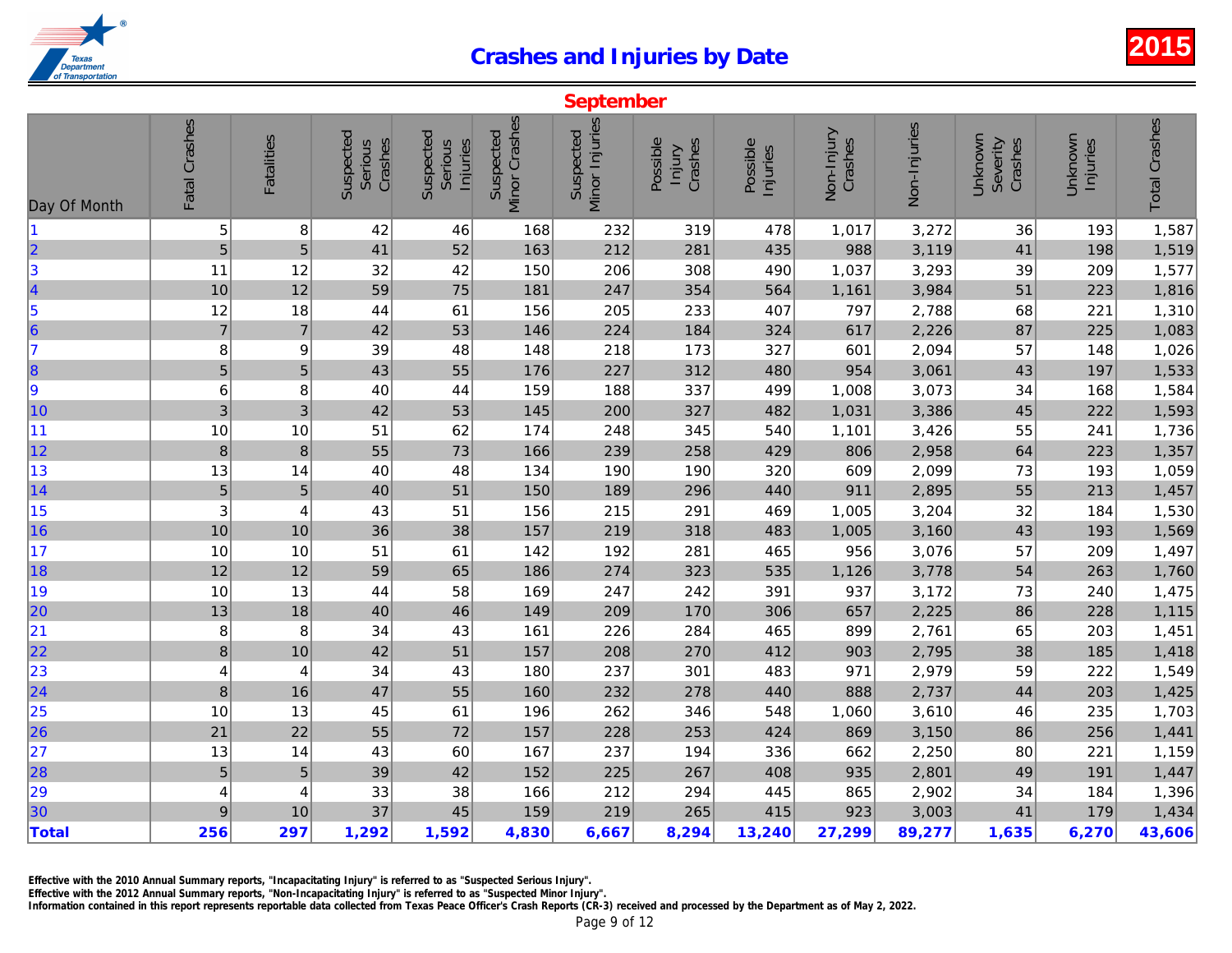# Crashes and Injuries by Date

## 2015

## September

| Day Of Month | Fatal Crashes | Fatalities | Suspected Serious Crashes | Suspected Serious Injuries | Suspected Minor Crashes | Suspected Minor Injuries | Possible Injury Crashes | Possible Injuries | Non-Injury Crashes | Non-Injuries | Unknown Severity Crashes | Unknown Injuries | Total Crashes |
|---|---|---|---|---|---|---|---|---|---|---|---|---|---|
| 1 | 5 | 8 | 42 | 46 | 168 | 232 | 319 | 478 | 1,017 | 3,272 | 36 | 193 | 1,587 |
| 2 | 5 | 5 | 41 | 52 | 163 | 212 | 281 | 435 | 988 | 3,119 | 41 | 198 | 1,519 |
| 3 | 11 | 12 | 32 | 42 | 150 | 206 | 308 | 490 | 1,037 | 3,293 | 39 | 209 | 1,577 |
| 4 | 10 | 12 | 59 | 75 | 181 | 247 | 354 | 564 | 1,161 | 3,984 | 51 | 223 | 1,816 |
| 5 | 12 | 18 | 44 | 61 | 156 | 205 | 233 | 407 | 797 | 2,788 | 68 | 221 | 1,310 |
| 6 | 7 | 7 | 42 | 53 | 146 | 224 | 184 | 324 | 617 | 2,226 | 87 | 225 | 1,083 |
| 7 | 8 | 9 | 39 | 48 | 148 | 218 | 173 | 327 | 601 | 2,094 | 57 | 148 | 1,026 |
| 8 | 5 | 5 | 43 | 55 | 176 | 227 | 312 | 480 | 954 | 3,061 | 43 | 197 | 1,533 |
| 9 | 6 | 8 | 40 | 44 | 159 | 188 | 337 | 499 | 1,008 | 3,073 | 34 | 168 | 1,584 |
| 10 | 3 | 3 | 42 | 53 | 145 | 200 | 327 | 482 | 1,031 | 3,386 | 45 | 222 | 1,593 |
| 11 | 10 | 10 | 51 | 62 | 174 | 248 | 345 | 540 | 1,101 | 3,426 | 55 | 241 | 1,736 |
| 12 | 8 | 8 | 55 | 73 | 166 | 239 | 258 | 429 | 806 | 2,958 | 64 | 223 | 1,357 |
| 13 | 13 | 14 | 40 | 48 | 134 | 190 | 190 | 320 | 609 | 2,099 | 73 | 193 | 1,059 |
| 14 | 5 | 5 | 40 | 51 | 150 | 189 | 296 | 440 | 911 | 2,895 | 55 | 213 | 1,457 |
| 15 | 3 | 4 | 43 | 51 | 156 | 215 | 291 | 469 | 1,005 | 3,204 | 32 | 184 | 1,530 |
| 16 | 10 | 10 | 36 | 38 | 157 | 219 | 318 | 483 | 1,005 | 3,160 | 43 | 193 | 1,569 |
| 17 | 10 | 10 | 51 | 61 | 142 | 192 | 281 | 465 | 956 | 3,076 | 57 | 209 | 1,497 |
| 18 | 12 | 12 | 59 | 65 | 186 | 274 | 323 | 535 | 1,126 | 3,778 | 54 | 263 | 1,760 |
| 19 | 10 | 13 | 44 | 58 | 169 | 247 | 242 | 391 | 937 | 3,172 | 73 | 240 | 1,475 |
| 20 | 13 | 18 | 40 | 46 | 149 | 209 | 170 | 306 | 657 | 2,225 | 86 | 228 | 1,115 |
| 21 | 8 | 8 | 34 | 43 | 161 | 226 | 284 | 465 | 899 | 2,761 | 65 | 203 | 1,451 |
| 22 | 8 | 10 | 42 | 51 | 157 | 208 | 270 | 412 | 903 | 2,795 | 38 | 185 | 1,418 |
| 23 | 4 | 4 | 34 | 43 | 180 | 237 | 301 | 483 | 971 | 2,979 | 59 | 222 | 1,549 |
| 24 | 8 | 16 | 47 | 55 | 160 | 232 | 278 | 440 | 888 | 2,737 | 44 | 203 | 1,425 |
| 25 | 10 | 13 | 45 | 61 | 196 | 262 | 346 | 548 | 1,060 | 3,610 | 46 | 235 | 1,703 |
| 26 | 21 | 22 | 55 | 72 | 157 | 228 | 253 | 424 | 869 | 3,150 | 86 | 256 | 1,441 |
| 27 | 13 | 14 | 43 | 60 | 167 | 237 | 194 | 336 | 662 | 2,250 | 80 | 221 | 1,159 |
| 28 | 5 | 5 | 39 | 42 | 152 | 225 | 267 | 408 | 935 | 2,801 | 49 | 191 | 1,447 |
| 29 | 4 | 4 | 33 | 38 | 166 | 212 | 294 | 445 | 865 | 2,902 | 34 | 184 | 1,396 |
| 30 | 9 | 10 | 37 | 45 | 159 | 219 | 265 | 415 | 923 | 3,003 | 41 | 179 | 1,434 |
| **Total** | **256** | **297** | **1,292** | **1,592** | **4,830** | **6,667** | **8,294** | **13,240** | **27,299** | **89,277** | **1,635** | **6,270** | **43,606** |

Effective with the 2010 Annual Summary reports, "Incapacitating Injury" is referred to as "Suspected Serious Injury".
Effective with the 2012 Annual Summary reports, "Non-Incapacitating Injury" is referred to as "Suspected Minor Injury".
Information contained in this report represents reportable data collected from Texas Peace Officer's Crash Reports (CR-3) received and processed by the Department as of May 2, 2022.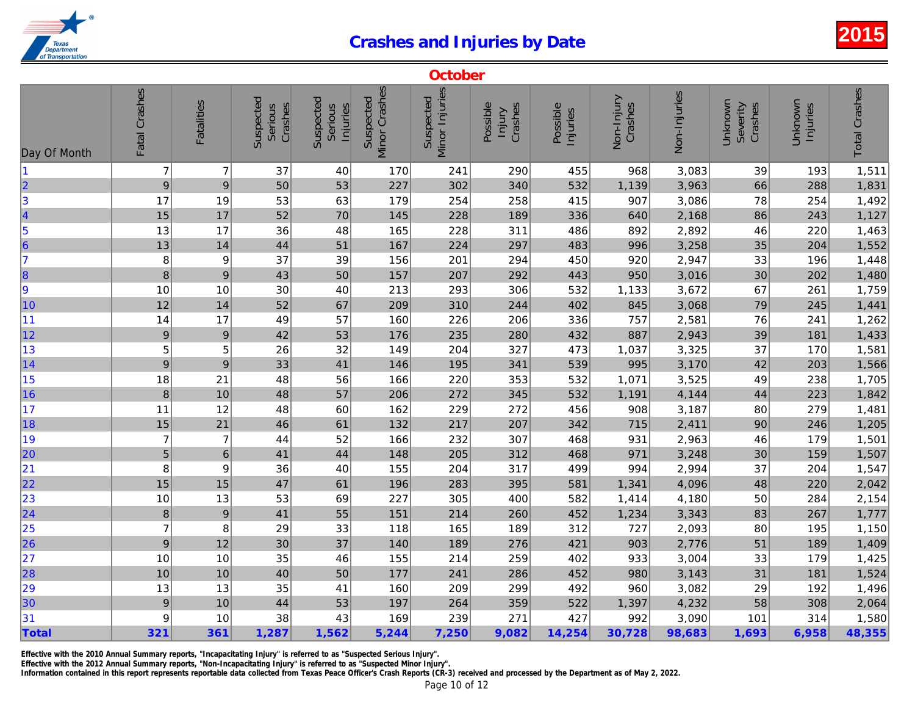# Crashes and Injuries by Date

2015

## October

| Day Of Month | Fatal Crashes | Fatalities | Suspected Serious Crashes | Suspected Serious Injuries | Suspected Minor Crashes | Suspected Minor Injuries | Possible Injury Crashes | Possible Injuries | Non-Injury Crashes | Non-Injuries | Unknown Severity Crashes | Unknown Injuries | Total Crashes |
|---|---|---|---|---|---|---|---|---|---|---|---|---|---|
| 1 | 7 | 7 | 37 | 40 | 170 | 241 | 290 | 455 | 968 | 3,083 | 39 | 193 | 1,511 |
| 2 | 9 | 9 | 50 | 53 | 227 | 302 | 340 | 532 | 1,139 | 3,963 | 66 | 288 | 1,831 |
| 3 | 17 | 19 | 53 | 63 | 179 | 254 | 258 | 415 | 907 | 3,086 | 78 | 254 | 1,492 |
| 4 | 15 | 17 | 52 | 70 | 145 | 228 | 189 | 336 | 640 | 2,168 | 86 | 243 | 1,127 |
| 5 | 13 | 17 | 36 | 48 | 165 | 228 | 311 | 486 | 892 | 2,892 | 46 | 220 | 1,463 |
| 6 | 13 | 14 | 44 | 51 | 167 | 224 | 297 | 483 | 996 | 3,258 | 35 | 204 | 1,552 |
| 7 | 8 | 9 | 37 | 39 | 156 | 201 | 294 | 450 | 920 | 2,947 | 33 | 196 | 1,448 |
| 8 | 8 | 9 | 43 | 50 | 157 | 207 | 292 | 443 | 950 | 3,016 | 30 | 202 | 1,480 |
| 9 | 10 | 10 | 30 | 40 | 213 | 293 | 306 | 532 | 1,133 | 3,672 | 67 | 261 | 1,759 |
| 10 | 12 | 14 | 52 | 67 | 209 | 310 | 244 | 402 | 845 | 3,068 | 79 | 245 | 1,441 |
| 11 | 14 | 17 | 49 | 57 | 160 | 226 | 206 | 336 | 757 | 2,581 | 76 | 241 | 1,262 |
| 12 | 9 | 9 | 42 | 53 | 176 | 235 | 280 | 432 | 887 | 2,943 | 39 | 181 | 1,433 |
| 13 | 5 | 5 | 26 | 32 | 149 | 204 | 327 | 473 | 1,037 | 3,325 | 37 | 170 | 1,581 |
| 14 | 9 | 9 | 33 | 41 | 146 | 195 | 341 | 539 | 995 | 3,170 | 42 | 203 | 1,566 |
| 15 | 18 | 21 | 48 | 56 | 166 | 220 | 353 | 532 | 1,071 | 3,525 | 49 | 238 | 1,705 |
| 16 | 8 | 10 | 48 | 57 | 206 | 272 | 345 | 532 | 1,191 | 4,144 | 44 | 223 | 1,842 |
| 17 | 11 | 12 | 48 | 60 | 162 | 229 | 272 | 456 | 908 | 3,187 | 80 | 279 | 1,481 |
| 18 | 15 | 21 | 46 | 61 | 132 | 217 | 207 | 342 | 715 | 2,411 | 90 | 246 | 1,205 |
| 19 | 7 | 7 | 44 | 52 | 166 | 232 | 307 | 468 | 931 | 2,963 | 46 | 179 | 1,501 |
| 20 | 5 | 6 | 41 | 44 | 148 | 205 | 312 | 468 | 971 | 3,248 | 30 | 159 | 1,507 |
| 21 | 8 | 9 | 36 | 40 | 155 | 204 | 317 | 499 | 994 | 2,994 | 37 | 204 | 1,547 |
| 22 | 15 | 15 | 47 | 61 | 196 | 283 | 395 | 581 | 1,341 | 4,096 | 48 | 220 | 2,042 |
| 23 | 10 | 13 | 53 | 69 | 227 | 305 | 400 | 582 | 1,414 | 4,180 | 50 | 284 | 2,154 |
| 24 | 8 | 9 | 41 | 55 | 151 | 214 | 260 | 452 | 1,234 | 3,343 | 83 | 267 | 1,777 |
| 25 | 7 | 8 | 29 | 33 | 118 | 165 | 189 | 312 | 727 | 2,093 | 80 | 195 | 1,150 |
| 26 | 9 | 12 | 30 | 37 | 140 | 189 | 276 | 421 | 903 | 2,776 | 51 | 189 | 1,409 |
| 27 | 10 | 10 | 35 | 46 | 155 | 214 | 259 | 402 | 933 | 3,004 | 33 | 179 | 1,425 |
| 28 | 10 | 10 | 40 | 50 | 177 | 241 | 286 | 452 | 980 | 3,143 | 31 | 181 | 1,524 |
| 29 | 13 | 13 | 35 | 41 | 160 | 209 | 299 | 492 | 960 | 3,082 | 29 | 192 | 1,496 |
| 30 | 9 | 10 | 44 | 53 | 197 | 264 | 359 | 522 | 1,397 | 4,232 | 58 | 308 | 2,064 |
| 31 | 9 | 10 | 38 | 43 | 169 | 239 | 271 | 427 | 992 | 3,090 | 101 | 314 | 1,580 |
| **Total** | **321** | **361** | **1,287** | **1,562** | **5,244** | **7,250** | **9,082** | **14,254** | **30,728** | **98,683** | **1,693** | **6,958** | **48,355** |

**Effective with the 2010 Annual Summary reports, "Incapacitating Injury" is referred to as "Suspected Serious Injury".**
**Effective with the 2012 Annual Summary reports, "Non-Incapacitating Injury" is referred to as "Suspected Minor Injury".**
**Information contained in this report represents reportable data collected from Texas Peace Officer's Crash Reports (CR-3) received and processed by the Department as of May 2, 2022.**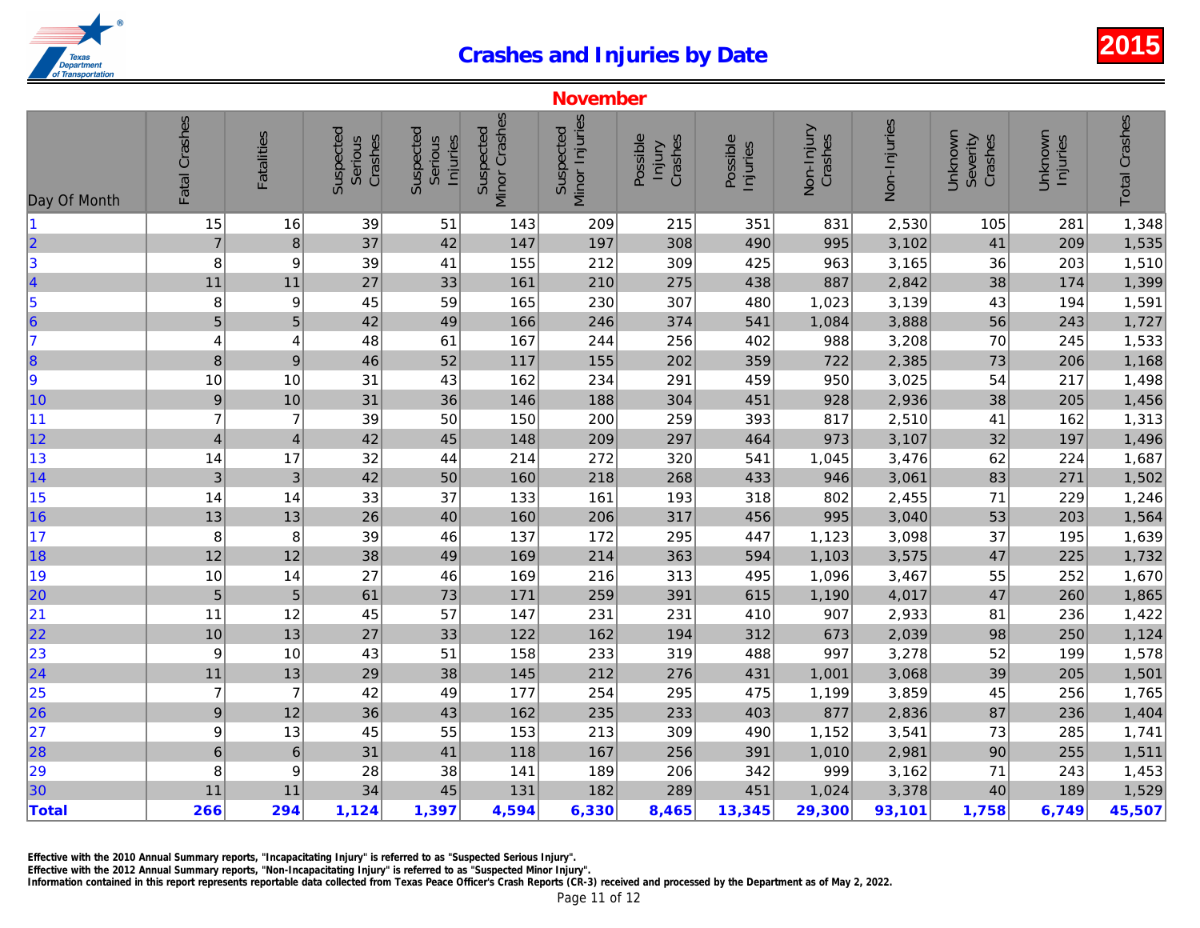# Crashes and Injuries by Date

## 2015

### November

| Day Of Month | Fatal Crashes | Fatalities | Suspected Serious Crashes | Suspected Serious Injuries | Suspected Minor Crashes | Suspected Minor Injuries | Possible Injury Crashes | Possible Injuries | Non-Injury Crashes | Non-Injuries | Unknown Severity Crashes | Unknown Injuries | Total Crashes |
|---|---|---|---|---|---|---|---|---|---|---|---|---|---|
| 1 | 15 | 16 | 39 | 51 | 143 | 209 | 215 | 351 | 831 | 2,530 | 105 | 281 | 1,348 |
| 2 | 7 | 8 | 37 | 42 | 147 | 197 | 308 | 490 | 995 | 3,102 | 41 | 209 | 1,535 |
| 3 | 8 | 9 | 39 | 41 | 155 | 212 | 309 | 425 | 963 | 3,165 | 36 | 203 | 1,510 |
| 4 | 11 | 11 | 27 | 33 | 161 | 210 | 275 | 438 | 887 | 2,842 | 38 | 174 | 1,399 |
| 5 | 8 | 9 | 45 | 59 | 165 | 230 | 307 | 480 | 1,023 | 3,139 | 43 | 194 | 1,591 |
| 6 | 5 | 5 | 42 | 49 | 166 | 246 | 374 | 541 | 1,084 | 3,888 | 56 | 243 | 1,727 |
| 7 | 4 | 4 | 48 | 61 | 167 | 244 | 256 | 402 | 988 | 3,208 | 70 | 245 | 1,533 |
| 8 | 8 | 9 | 46 | 52 | 117 | 155 | 202 | 359 | 722 | 2,385 | 73 | 206 | 1,168 |
| 9 | 10 | 10 | 31 | 43 | 162 | 234 | 291 | 459 | 950 | 3,025 | 54 | 217 | 1,498 |
| 10 | 9 | 10 | 31 | 36 | 146 | 188 | 304 | 451 | 928 | 2,936 | 38 | 205 | 1,456 |
| 11 | 7 | 7 | 39 | 50 | 150 | 200 | 259 | 393 | 817 | 2,510 | 41 | 162 | 1,313 |
| 12 | 4 | 4 | 42 | 45 | 148 | 209 | 297 | 464 | 973 | 3,107 | 32 | 197 | 1,496 |
| 13 | 14 | 17 | 32 | 44 | 214 | 272 | 320 | 541 | 1,045 | 3,476 | 62 | 224 | 1,687 |
| 14 | 3 | 3 | 42 | 50 | 160 | 218 | 268 | 433 | 946 | 3,061 | 83 | 271 | 1,502 |
| 15 | 14 | 14 | 33 | 37 | 133 | 161 | 193 | 318 | 802 | 2,455 | 71 | 229 | 1,246 |
| 16 | 13 | 13 | 26 | 40 | 160 | 206 | 317 | 456 | 995 | 3,040 | 53 | 203 | 1,564 |
| 17 | 8 | 8 | 39 | 46 | 137 | 172 | 295 | 447 | 1,123 | 3,098 | 37 | 195 | 1,639 |
| 18 | 12 | 12 | 38 | 49 | 169 | 214 | 363 | 594 | 1,103 | 3,575 | 47 | 225 | 1,732 |
| 19 | 10 | 14 | 27 | 46 | 169 | 216 | 313 | 495 | 1,096 | 3,467 | 55 | 252 | 1,670 |
| 20 | 5 | 5 | 61 | 73 | 171 | 259 | 391 | 615 | 1,190 | 4,017 | 47 | 260 | 1,865 |
| 21 | 11 | 12 | 45 | 57 | 147 | 231 | 231 | 410 | 907 | 2,933 | 81 | 236 | 1,422 |
| 22 | 10 | 13 | 27 | 33 | 122 | 162 | 194 | 312 | 673 | 2,039 | 98 | 250 | 1,124 |
| 23 | 9 | 10 | 43 | 51 | 158 | 233 | 319 | 488 | 997 | 3,278 | 52 | 199 | 1,578 |
| 24 | 11 | 13 | 29 | 38 | 145 | 212 | 276 | 431 | 1,001 | 3,068 | 39 | 205 | 1,501 |
| 25 | 7 | 7 | 42 | 49 | 177 | 254 | 295 | 475 | 1,199 | 3,859 | 45 | 256 | 1,765 |
| 26 | 9 | 12 | 36 | 43 | 162 | 235 | 233 | 403 | 877 | 2,836 | 87 | 236 | 1,404 |
| 27 | 9 | 13 | 45 | 55 | 153 | 213 | 309 | 490 | 1,152 | 3,541 | 73 | 285 | 1,741 |
| 28 | 6 | 6 | 31 | 41 | 118 | 167 | 256 | 391 | 1,010 | 2,981 | 90 | 255 | 1,511 |
| 29 | 8 | 9 | 28 | 38 | 141 | 189 | 206 | 342 | 999 | 3,162 | 71 | 243 | 1,453 |
| 30 | 11 | 11 | 34 | 45 | 131 | 182 | 289 | 451 | 1,024 | 3,378 | 40 | 189 | 1,529 |
| **Total** | **266** | **294** | **1,124** | **1,397** | **4,594** | **6,330** | **8,465** | **13,345** | **29,300** | **93,101** | **1,758** | **6,749** | **45,507** |

Effective with the 2010 Annual Summary reports, "Incapacitating Injury" is referred to as "Suspected Serious Injury".
Effective with the 2012 Annual Summary reports, "Non-Incapacitating Injury" is referred to as "Suspected Minor Injury".
Information contained in this report represents reportable data collected from Texas Peace Officer's Crash Reports (CR-3) received and processed by the Department as of May 2, 2022.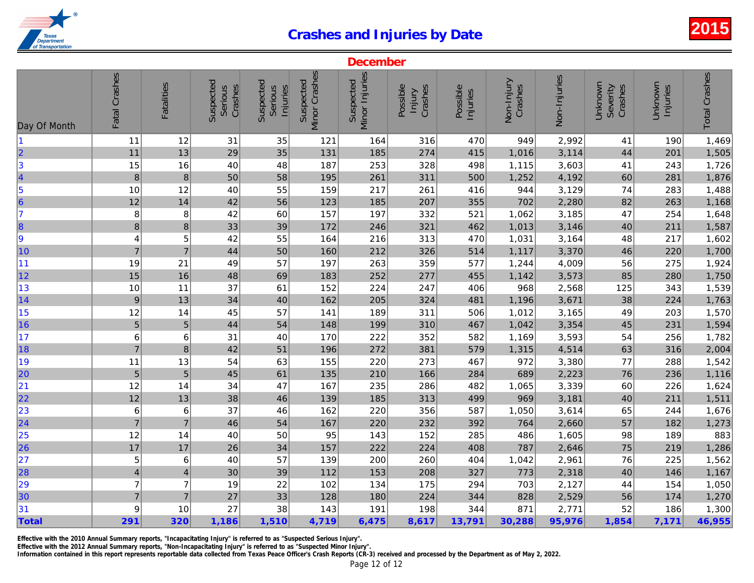# Crashes and Injuries by Date

**2015**

## December

| Day Of Month | Fatal Crashes | Fatalities | Suspected Serious Crashes | Suspected Serious Injuries | Suspected Minor Crashes | Suspected Minor Injuries | Possible Injury Crashes | Possible Injuries | Non-Injury Crashes | Non-Injuries | Unknown Severity Crashes | Unknown Injuries | Total Crashes |
|---|---|---|---|---|---|---|---|---|---|---|---|---|---|
| 1 | 11 | 12 | 31 | 35 | 121 | 164 | 316 | 470 | 949 | 2,992 | 41 | 190 | 1,469 |
| 2 | 11 | 13 | 29 | 35 | 131 | 185 | 274 | 415 | 1,016 | 3,114 | 44 | 201 | 1,505 |
| 3 | 15 | 16 | 40 | 48 | 187 | 253 | 328 | 498 | 1,115 | 3,603 | 41 | 243 | 1,726 |
| 4 | 8 | 8 | 50 | 58 | 195 | 261 | 311 | 500 | 1,252 | 4,192 | 60 | 281 | 1,876 |
| 5 | 10 | 12 | 40 | 55 | 159 | 217 | 261 | 416 | 944 | 3,129 | 74 | 283 | 1,488 |
| 6 | 12 | 14 | 42 | 56 | 123 | 185 | 207 | 355 | 702 | 2,280 | 82 | 263 | 1,168 |
| 7 | 8 | 8 | 42 | 60 | 157 | 197 | 332 | 521 | 1,062 | 3,185 | 47 | 254 | 1,648 |
| 8 | 8 | 8 | 33 | 39 | 172 | 246 | 321 | 462 | 1,013 | 3,146 | 40 | 211 | 1,587 |
| 9 | 4 | 5 | 42 | 55 | 164 | 216 | 313 | 470 | 1,031 | 3,164 | 48 | 217 | 1,602 |
| 10 | 7 | 7 | 44 | 50 | 160 | 212 | 326 | 514 | 1,117 | 3,370 | 46 | 220 | 1,700 |
| 11 | 19 | 21 | 49 | 57 | 197 | 263 | 359 | 577 | 1,244 | 4,009 | 56 | 275 | 1,924 |
| 12 | 15 | 16 | 48 | 69 | 183 | 252 | 277 | 455 | 1,142 | 3,573 | 85 | 280 | 1,750 |
| 13 | 10 | 11 | 37 | 61 | 152 | 224 | 247 | 406 | 968 | 2,568 | 125 | 343 | 1,539 |
| 14 | 9 | 13 | 34 | 40 | 162 | 205 | 324 | 481 | 1,196 | 3,671 | 38 | 224 | 1,763 |
| 15 | 12 | 14 | 45 | 57 | 141 | 189 | 311 | 506 | 1,012 | 3,165 | 49 | 203 | 1,570 |
| 16 | 5 | 5 | 44 | 54 | 148 | 199 | 310 | 467 | 1,042 | 3,354 | 45 | 231 | 1,594 |
| 17 | 6 | 6 | 31 | 40 | 170 | 222 | 352 | 582 | 1,169 | 3,593 | 54 | 256 | 1,782 |
| 18 | 7 | 8 | 42 | 51 | 196 | 272 | 381 | 579 | 1,315 | 4,514 | 63 | 316 | 2,004 |
| 19 | 11 | 13 | 54 | 63 | 155 | 220 | 273 | 467 | 972 | 3,380 | 77 | 288 | 1,542 |
| 20 | 5 | 5 | 45 | 61 | 135 | 210 | 166 | 284 | 689 | 2,223 | 76 | 236 | 1,116 |
| 21 | 12 | 14 | 34 | 47 | 167 | 235 | 286 | 482 | 1,065 | 3,339 | 60 | 226 | 1,624 |
| 22 | 12 | 13 | 38 | 46 | 139 | 185 | 313 | 499 | 969 | 3,181 | 40 | 211 | 1,511 |
| 23 | 6 | 6 | 37 | 46 | 162 | 220 | 356 | 587 | 1,050 | 3,614 | 65 | 244 | 1,676 |
| 24 | 7 | 7 | 46 | 54 | 167 | 220 | 232 | 392 | 764 | 2,660 | 57 | 182 | 1,273 |
| 25 | 12 | 14 | 40 | 50 | 95 | 143 | 152 | 285 | 486 | 1,605 | 98 | 189 | 883 |
| 26 | 17 | 17 | 26 | 34 | 157 | 222 | 224 | 408 | 787 | 2,646 | 75 | 219 | 1,286 |
| 27 | 5 | 6 | 40 | 57 | 139 | 200 | 260 | 404 | 1,042 | 2,961 | 76 | 225 | 1,562 |
| 28 | 4 | 4 | 30 | 39 | 112 | 153 | 208 | 327 | 773 | 2,318 | 40 | 146 | 1,167 |
| 29 | 7 | 7 | 19 | 22 | 102 | 134 | 175 | 294 | 703 | 2,127 | 44 | 154 | 1,050 |
| 30 | 7 | 7 | 27 | 33 | 128 | 180 | 224 | 344 | 828 | 2,529 | 56 | 174 | 1,270 |
| 31 | 9 | 10 | 27 | 38 | 143 | 191 | 198 | 344 | 871 | 2,771 | 52 | 186 | 1,300 |
| **Total** | **291** | **320** | **1,186** | **1,510** | **4,719** | **6,475** | **8,617** | **13,791** | **30,288** | **95,976** | **1,854** | **7,171** | **46,955** |

**Effective with the 2010 Annual Summary reports, "Incapacitating Injury" is referred to as "Suspected Serious Injury".**
**Effective with the 2012 Annual Summary reports, "Non-Incapacitating Injury" is referred to as "Suspected Minor Injury".**
**Information contained in this report represents reportable data collected from Texas Peace Officer's Crash Reports (CR-3) received and processed by the Department as of May 2, 2022.**